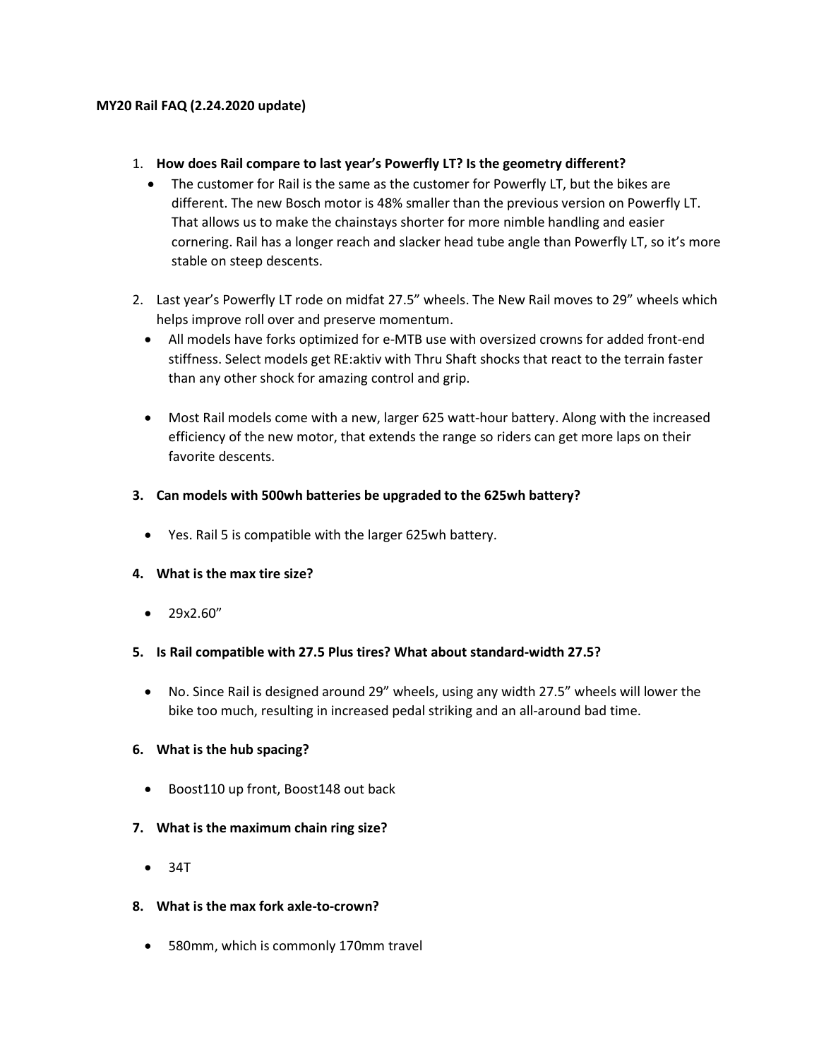**MY20 Rail FAQ (2.24.2020 update)**

1. **How does Rail compare to last year's Powerfly LT? Is the geometry different?**
   - The customer for Rail is the same as the customer for Powerfly LT, but the bikes are different. The new Bosch motor is 48% smaller than the previous version on Powerfly LT. That allows us to make the chainstays shorter for more nimble handling and easier cornering. Rail has a longer reach and slacker head tube angle than Powerfly LT, so it's more stable on steep descents.

2. Last year's Powerfly LT rode on midfat 27.5" wheels. The New Rail moves to 29" wheels which helps improve roll over and preserve momentum.
   - All models have forks optimized for e-MTB use with oversized crowns for added front-end stiffness. Select models get RE:aktiv with Thru Shaft shocks that react to the terrain faster than any other shock for amazing control and grip.

   - Most Rail models come with a new, larger 625 watt-hour battery. Along with the increased efficiency of the new motor, that extends the range so riders can get more laps on their favorite descents.

3. **Can models with 500wh batteries be upgraded to the 625wh battery?**

   - Yes. Rail 5 is compatible with the larger 625wh battery.

4. **What is the max tire size?**

   - 29x2.60"

5. **Is Rail compatible with 27.5 Plus tires? What about standard-width 27.5?**

   - No. Since Rail is designed around 29" wheels, using any width 27.5" wheels will lower the bike too much, resulting in increased pedal striking and an all-around bad time.

6. **What is the hub spacing?**

   - Boost110 up front, Boost148 out back

7. **What is the maximum chain ring size?**

   - 34T

8. **What is the max fork axle-to-crown?**

   - 580mm, which is commonly 170mm travel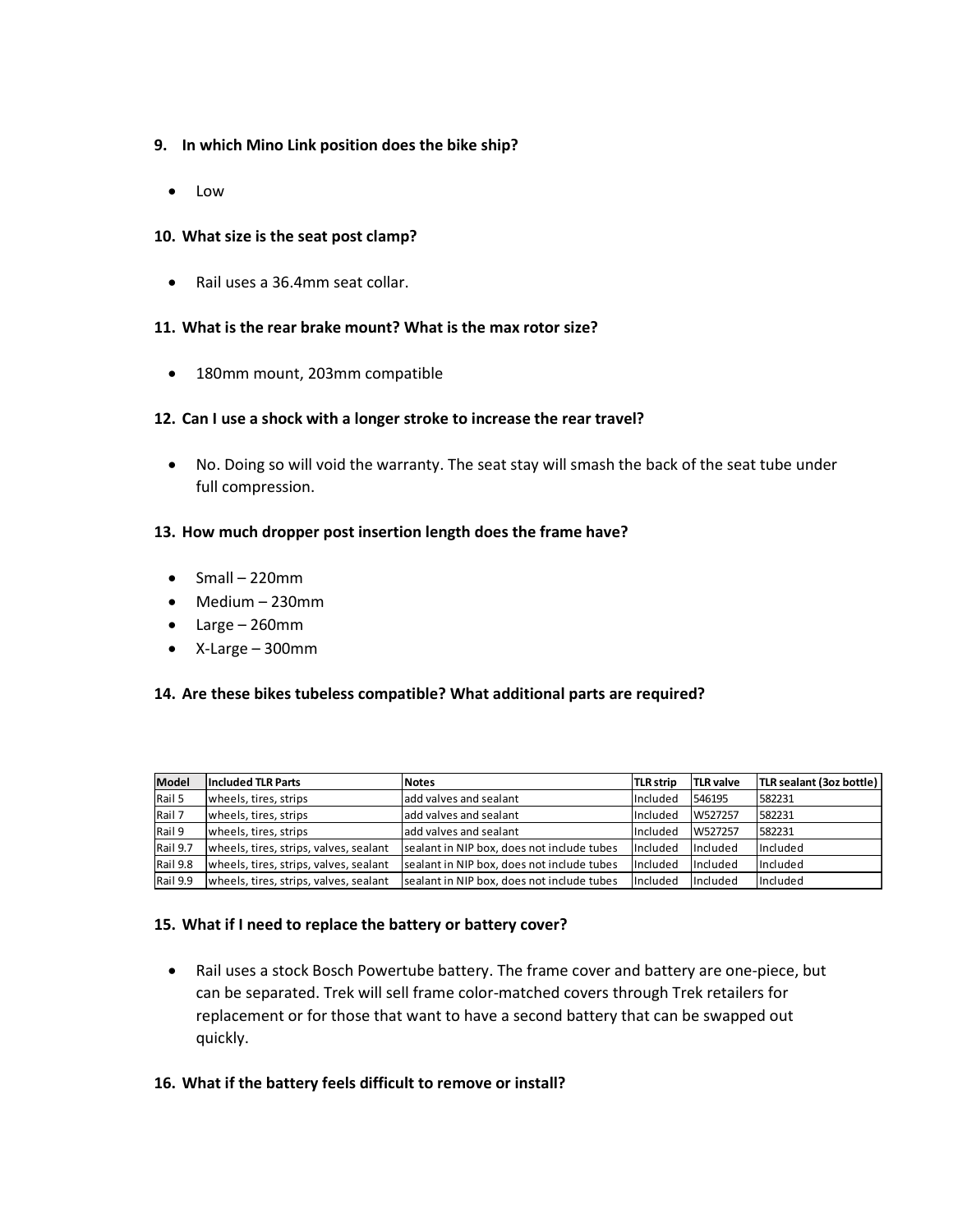**9. In which Mino Link position does the bike ship?**

- Low

**10. What size is the seat post clamp?**

- Rail uses a 36.4mm seat collar.

**11. What is the rear brake mount? What is the max rotor size?**

- 180mm mount, 203mm compatible

**12. Can I use a shock with a longer stroke to increase the rear travel?**

- No. Doing so will void the warranty. The seat stay will smash the back of the seat tube under full compression.

**13. How much dropper post insertion length does the frame have?**

- Small – 220mm
- Medium – 230mm
- Large – 260mm
- X-Large – 300mm

**14. Are these bikes tubeless compatible? What additional parts are required?**

| Model | Included TLR Parts | Notes | TLR strip | TLR valve | TLR sealant (3oz bottle) |
|---|---|---|---|---|---|
| Rail 5 | wheels, tires, strips | add valves and sealant | Included | 546195 | 582231 |
| Rail 7 | wheels, tires, strips | add valves and sealant | Included | W527257 | 582231 |
| Rail 9 | wheels, tires, strips | add valves and sealant | Included | W527257 | 582231 |
| Rail 9.7 | wheels, tires, strips, valves, sealant | sealant in NIP box, does not include tubes | Included | Included | Included |
| Rail 9.8 | wheels, tires, strips, valves, sealant | sealant in NIP box, does not include tubes | Included | Included | Included |
| Rail 9.9 | wheels, tires, strips, valves, sealant | sealant in NIP box, does not include tubes | Included | Included | Included |

**15. What if I need to replace the battery or battery cover?**

- Rail uses a stock Bosch Powertube battery. The frame cover and battery are one-piece, but can be separated. Trek will sell frame color-matched covers through Trek retailers for replacement or for those that want to have a second battery that can be swapped out quickly.

**16. What if the battery feels difficult to remove or install?**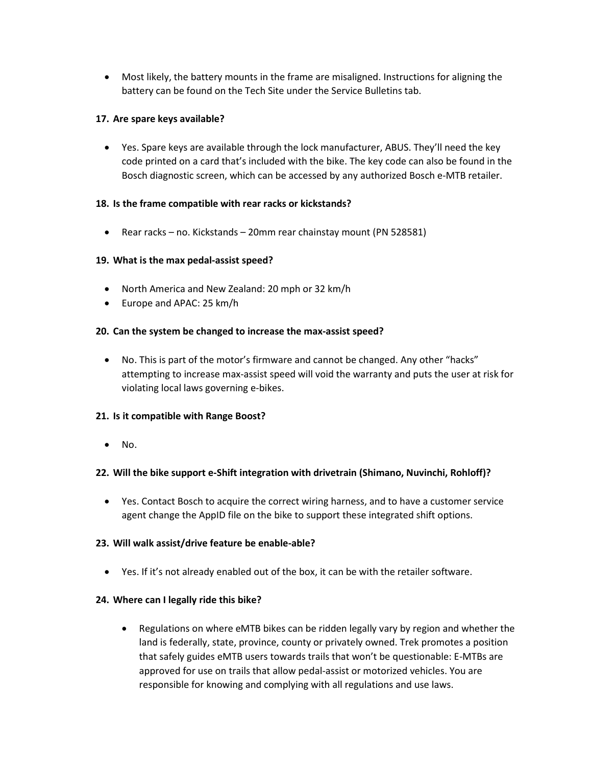- Most likely, the battery mounts in the frame are misaligned. Instructions for aligning the battery can be found on the Tech Site under the Service Bulletins tab.

**17. Are spare keys available?**

- Yes. Spare keys are available through the lock manufacturer, ABUS. They'll need the key code printed on a card that's included with the bike. The key code can also be found in the Bosch diagnostic screen, which can be accessed by any authorized Bosch e-MTB retailer.

**18. Is the frame compatible with rear racks or kickstands?**

- Rear racks – no. Kickstands – 20mm rear chainstay mount (PN 528581)

**19. What is the max pedal-assist speed?**

- North America and New Zealand: 20 mph or 32 km/h
- Europe and APAC: 25 km/h

**20. Can the system be changed to increase the max-assist speed?**

- No. This is part of the motor's firmware and cannot be changed. Any other "hacks" attempting to increase max-assist speed will void the warranty and puts the user at risk for violating local laws governing e-bikes.

**21. Is it compatible with Range Boost?**

- No.

**22. Will the bike support e-Shift integration with drivetrain (Shimano, Nuvinchi, Rohloff)?**

- Yes. Contact Bosch to acquire the correct wiring harness, and to have a customer service agent change the AppID file on the bike to support these integrated shift options.

**23. Will walk assist/drive feature be enable-able?**

- Yes. If it's not already enabled out of the box, it can be with the retailer software.

**24. Where can I legally ride this bike?**

- Regulations on where eMTB bikes can be ridden legally vary by region and whether the land is federally, state, province, county or privately owned. Trek promotes a position that safely guides eMTB users towards trails that won't be questionable: E-MTBs are approved for use on trails that allow pedal-assist or motorized vehicles. You are responsible for knowing and complying with all regulations and use laws.